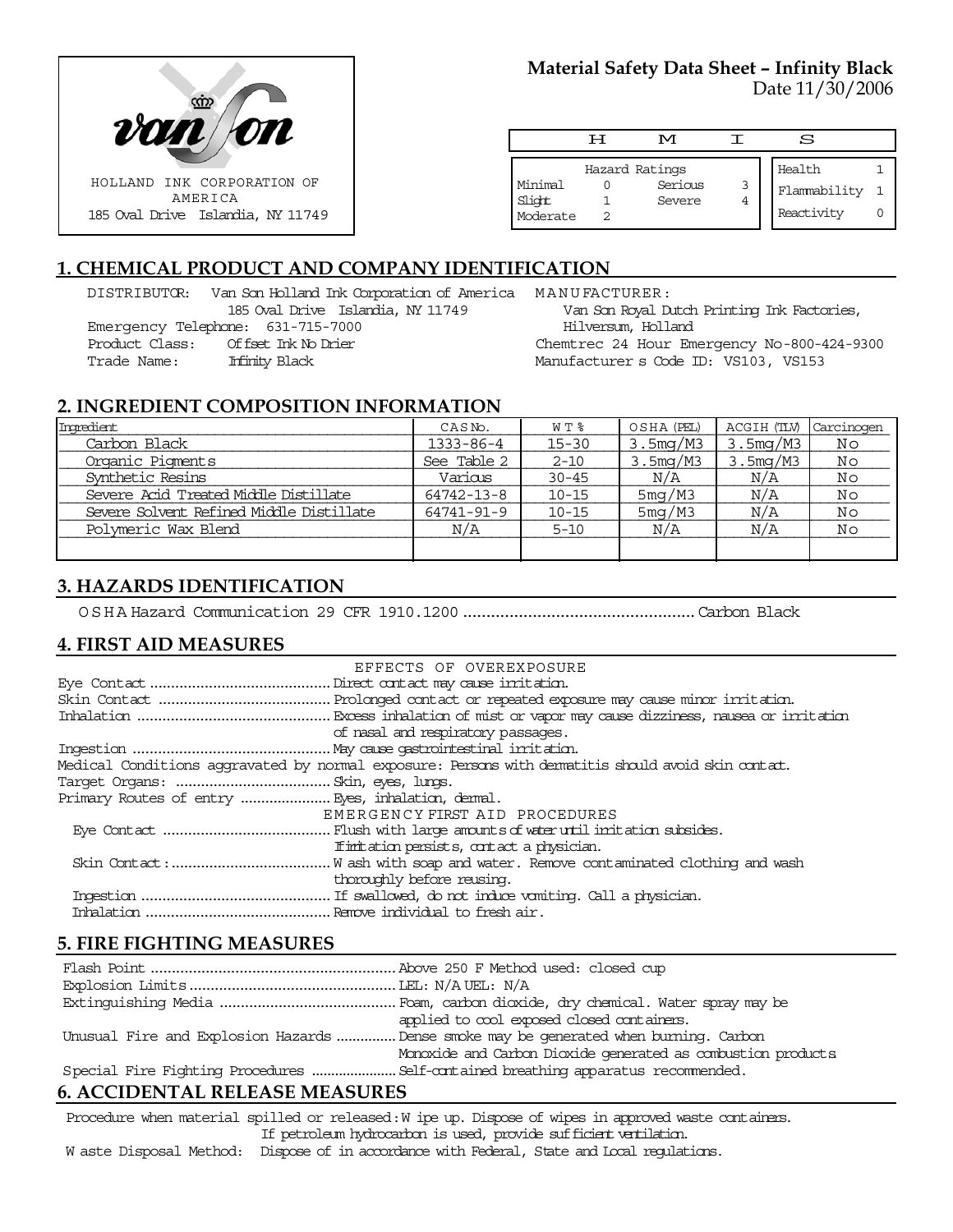HOLLAND INK CORPORATION OF AMERICA
185 Oval Drive Islandia, NY 11749

**Material Safety Data Sheet – Infinity Black**
Date 11/30/2006

| H | M | I | S |
|---|---|---|---|

| Hazard Ratings | | | |
|---|---|---|---|
| Minimal | 0 | Serious | 3 |
| Slight | 1 | Severe | 4 |
| Moderate | 2 | | |

| | |
|---|---|
| Health | 1 |
| Flammability | 1 |
| Reactivity | 0 |

## 1. CHEMICAL PRODUCT AND COMPANY IDENTIFICATION

DISTRIBUTOR: Van Son Holland Ink Corporation of America
185 Oval Drive Islandia, NY 11749
Emergency Telephone: 631-715-7000
Product Class: Offset Ink No Drier
Trade Name: Infinity Black

MANUFACTURER:
Van Son Royal Dutch Printing Ink Factories,
Hilversum, Holland
Chemtrec 24 Hour Emergency No-800-424-9300
Manufacturer s Code ID: VS103, VS153

## 2. INGREDIENT COMPOSITION INFORMATION

| Ingredient | CAS No. | WT% | OSHA (PEL) | ACGIH (TLV) | Carcinogen |
|---|---|---|---|---|---|
| Carbon Black | 1333-86-4 | 15-30 | 3.5mg/M3 | 3.5mg/M3 | No |
| Organic Pigments | See Table 2 | 2-10 | 3.5mg/M3 | 3.5mg/M3 | No |
| Synthetic Resins | Various | 30-45 | N/A | N/A | No |
| Severe Acid Treated Middle Distillate | 64742-13-8 | 10-15 | 5mg/M3 | N/A | No |
| Severe Solvent Refined Middle Distillate | 64741-91-9 | 10-15 | 5mg/M3 | N/A | No |
| Polymeric Wax Blend | N/A | 5-10 | N/A | N/A | No |
| | | | | | |

## 3. HAZARDS IDENTIFICATION

OSHA Hazard Communication 29 CFR 1910.1200 ........................................ Carbon Black

## 4. FIRST AID MEASURES

EFFECTS OF OVEREXPOSURE

Eye Contact .......................................... Direct contact may cause irritation.
Skin Contact ........................................ Prolonged contact or repeated exposure may cause minor irritation.
Inhalation ............................................ Excess inhalation of mist or vapor may cause dizziness, nausea or irritation of nasal and respiratory passages.
Ingestion .............................................. May cause gastrointestinal irritation.
Medical Conditions aggravated by normal exposure: Persons with dermatitis should avoid skin contact.
Target Organs: .................................... Skin, eyes, lungs.
Primary Routes of entry ..................... Eyes, inhalation, dermal.

EMERGENCY FIRST AID PROCEDURES

Eye Contact ....................................... Flush with large amounts of water until irritation subsides. If irritation persists, contact a physician.
Skin Contact: ..................................... Wash with soap and water. Remove contaminated clothing and wash thoroughly before reusing.
Ingestion ............................................ If swallowed, do not induce vomiting. Call a physician.
Inhalation ........................................... Remove individual to fresh air.

## 5. FIRE FIGHTING MEASURES

Flash Point ......................................................... Above 250 F Method used: closed cup
Explosion Limits ................................................ LEL: N/A UEL: N/A
Extinguishing Media ......................................... Foam, carbon dioxide, dry chemical. Water spray may be applied to cool exposed closed containers.
Unusual Fire and Explosion Hazards .............. Dense smoke may be generated when burning. Carbon Monoxide and Carbon Dioxide generated as combustion products.
Special Fire Fighting Procedures ..................... Self-contained breathing apparatus recommended.

## 6. ACCIDENTAL RELEASE MEASURES

Procedure when material spilled or released: Wipe up. Dispose of wipes in approved waste containers. If petroleum hydrocarbon is used, provide sufficient ventilation.
Waste Disposal Method: Dispose of in accordance with Federal, State and Local regulations.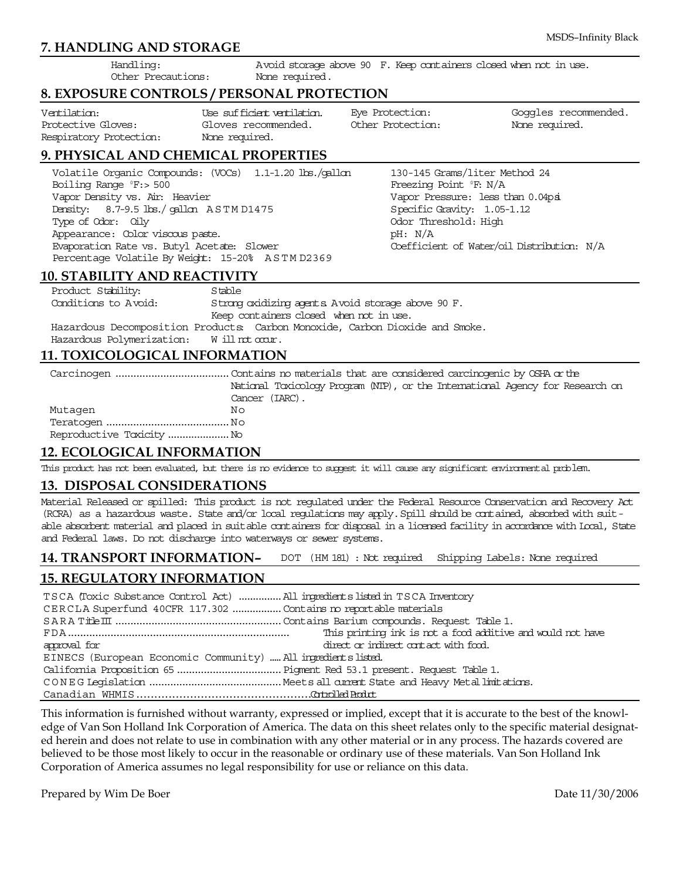## 7. HANDLING AND STORAGE

| | |
|---|---|
| Handling: | Avoid storage above 90 F. Keep containers closed when not in use. |
| Other Precautions: | None required. |

## 8. EXPOSURE CONTROLS / PERSONAL PROTECTION

| | | | |
|---|---|---|---|
| Ventilation: | Use sufficient ventilation. | Eye Protection: | Goggles recommended. |
| Protective Gloves: | Gloves recommended. | Other Protection: | None required. |
| Respiratory Protection: | None required. | | |

## 9. PHYSICAL AND CHEMICAL PROPERTIES

| | |
|---|---|
| Volatile Organic Compounds: (VOCs) 1.1-1.20 lbs./gallon | 130-145 Grams/liter Method 24 |
| Boiling Range °F:> 500 | Freezing Point °F: N/A |
| Vapor Density vs. Air: Heavier | Vapor Pressure: less than 0.04psi |
| Density: 8.7-9.5 lbs./gallon ASTM D1475 | Specific Gravity: 1.05-1.12 |
| Type of Odor: Oily | Odor Threshold: High |
| Appearance: Color viscous paste. | pH: N/A |
| Evaporation Rate vs. Butyl Acetate: Slower | Coefficient of Water/oil Distribution: N/A |
| Percentage Volatile By Weight: 15-20% ASTM D2369 | |

## 10. STABILITY AND REACTIVITY

Product Stability: Stable

Conditions to Avoid: Strong oxidizing agents. Avoid storage above 90 F. Keep containers closed when not in use.

Hazardous Decomposition Products: Carbon Monoxide, Carbon Dioxide and Smoke.

Hazardous Polymerization: Will not occur.

## 11. TOXICOLOGICAL INFORMATION

Carcinogen .................................... Contains no materials that are considered carcinogenic by OSHA or the National Toxicology Program (NTP), or the International Agency for Research on Cancer (IARC).

Mutagen No

Teratogen ......................................... No

Reproductive Toxicity .................... No

## 12. ECOLOGICAL INFORMATION

This product has not been evaluated, but there is no evidence to suggest it will cause any significant environmental problem.

## 13. DISPOSAL CONSIDERATIONS

Material Released or spilled: This product is not regulated under the Federal Resource Conservation and Recovery Act (RCRA) as a hazardous waste. State and/or local regulations may apply. Spill should be contained, absorbed with suitable absorbent material and placed in suitable containers for disposal in a licensed facility in accordance with Local, State and Federal laws. Do not discharge into waterways or sewer systems.

## 14. TRANSPORT INFORMATION– DOT (HM 181) : Not required Shipping Labels: None required

## 15. REGULATORY INFORMATION

TSCA (Toxic Substance Control Act) .............. All ingredients listed in TSCA Inventory

CERCLA Superfund 40CFR 117.302 ................ Contains no reportable materials

SARA Title III ....................................................... Contains Barium compounds. Request Table 1.

FDA ......................................................................... This printing ink is not a food additive and would not have approval for direct or indirect contact with food.

EINECS (European Economic Community) ..... All ingredients listed.

California Proposition 65 .................................. Pigment Red 53.1 present. Request Table 1.

CONEG Legislation ........................................... Meets all current State and Heavy Metal limitations.

Canadian WHMIS ................................................ Controlled Product

This information is furnished without warranty, expressed or implied, except that it is accurate to the best of the knowledge of Van Son Holland Ink Corporation of America. The data on this sheet relates only to the specific material designated herein and does not relate to use in combination with any other material or in any process. The hazards covered are believed to be those most likely to occur in the reasonable or ordinary use of these materials. Van Son Holland Ink Corporation of America assumes no legal responsibility for use or reliance on this data.

Prepared by Wim De Boer

Date 11/30/2006